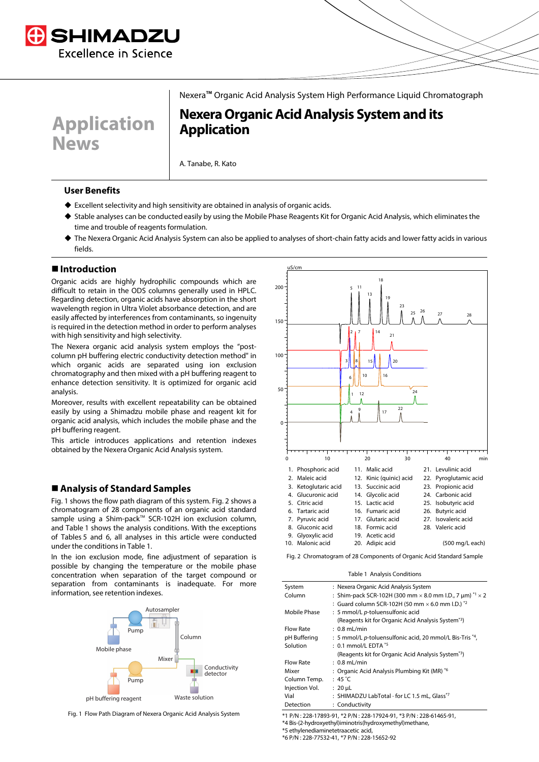Nexera™ Organic Acid Analysis System High Performance Liquid Chromatograph

# Nexera Organic Acid Analysis System and its Application

A. Tanabe, R. Kato

Application News

## User Benefits

- Excellent selectivity and high sensitivity are obtained in analysis of organic acids.
- Stable analyses can be conducted easily by using the Mobile Phase Reagents Kit for Organic Acid Analysis, which eliminates the time and trouble of reagents formulation.
- The Nexera Organic Acid Analysis System can also be applied to analyses of short-chain fatty acids and lower fatty acids in various fields.

## Introduction

Organic acids are highly hydrophilic compounds which are difficult to retain in the ODS columns generally used in HPLC. Regarding detection, organic acids have absorption in the short wavelength region in Ultra Violet absorbance detection, and are easily affected by interferences from contaminants, so ingenuity is required in the detection method in order to perform analyses with high sensitivity and high selectivity.

The Nexera organic acid analysis system employs the "post-column pH buffering electric conductivity detection method" in which organic acids are separated using ion exclusion chromatography and then mixed with a pH buffering reagent to enhance detection sensitivity. It is optimized for organic acid analysis.

Moreover, results with excellent repeatability can be obtained easily by using a Shimadzu mobile phase and reagent kit for organic acid analysis, which includes the mobile phase and the pH buffering reagent.

This article introduces applications and retention indexes obtained by the Nexera Organic Acid Analysis system.

## Analysis of Standard Samples

Fig. 1 shows the flow path diagram of this system. Fig. 2 shows a chromatogram of 28 components of an organic acid standard sample using a Shim-pack™ SCR-102H ion exclusion column, and Table 1 shows the analysis conditions. With the exceptions of Tables 5 and 6, all analyses in this article were conducted under the conditions in Table 1.

In the ion exclusion mode, fine adjustment of separation is possible by changing the temperature or the mobile phase concentration when separation of the target compound or separation from contaminants is inadequate. For more information, see retention indexes.

Fig. 1 Flow Path Diagram of Nexera Organic Acid Analysis System

| | | | | | |
|---|---|---|---|---|---|
| 1. | Phosphoric acid | 11. | Malic acid | 21. | Levulinic acid |
| 2. | Maleic acid | 12. | Kinic (quinic) acid | 22. | Pyroglutamic acid |
| 3. | Ketoglutaric acid | 13. | Succinic acid | 23. | Propionic acid |
| 4. | Glucuronic acid | 14. | Glycolic acid | 24. | Carbonic acid |
| 5. | Citric acid | 15. | Lactic acid | 25. | Isobutyric acid |
| 6. | Tartaric acid | 16. | Fumaric acid | 26. | Butyric acid |
| 7. | Pyruvic acid | 17. | Glutaric acid | 27. | Isovaleric acid |
| 8. | Gluconic acid | 18. | Formic acid | 28. | Valeric acid |
| 9. | Glyoxylic acid | 19. | Acetic acid | | |
| 10. | Malonic acid | 20. | Adipic acid | | (500 mg/L each) |

Fig. 2 Chromatogram of 28 Components of Organic Acid Standard Sample

Table 1 Analysis Conditions

| | |
|---|---|
| System | : Nexera Organic Acid Analysis System |
| Column | : Shim-pack SCR-102H (300 mm × 8.0 mm I.D., 7 µm) *1 × 2 |
| | : Guard column SCR-102H (50 mm × 6.0 mm I.D.) *2 |
| Mobile Phase | : 5 mmol/L *p*-toluensulfonic acid (Reagents kit for Organic Acid Analysis System*3) |
| Flow Rate | : 0.8 mL/min |
| pH Buffering Solution | : 5 mmol/L *p*-toluensulfonic acid, 20 mmol/L Bis-Tris *4, : 0.1 mmol/L EDTA *5 (Reagents kit for Organic Acid Analysis System*3) |
| Flow Rate | : 0.8 mL/min |
| Mixer | : Organic Acid Analysis Plumbing Kit (MR) *6 |
| Column Temp. | : 45 °C |
| Injection Vol. | : 20 µL |
| Vial | : SHIMADZU LabTotal - for LC 1.5 mL, Glass*7 |
| Detection | : Conductivity |

*1 P/N : 228-17893-91, *2 P/N : 228-17924-91, *3 P/N : 228-61465-91,
*4 Bis-(2-hydroxyethyl)iminotris(hydroxymethyl)methane,
*5 ethylenediaminetetraacetic acid,
*6 P/N : 228-77532-41, *7 P/N : 228-15652-92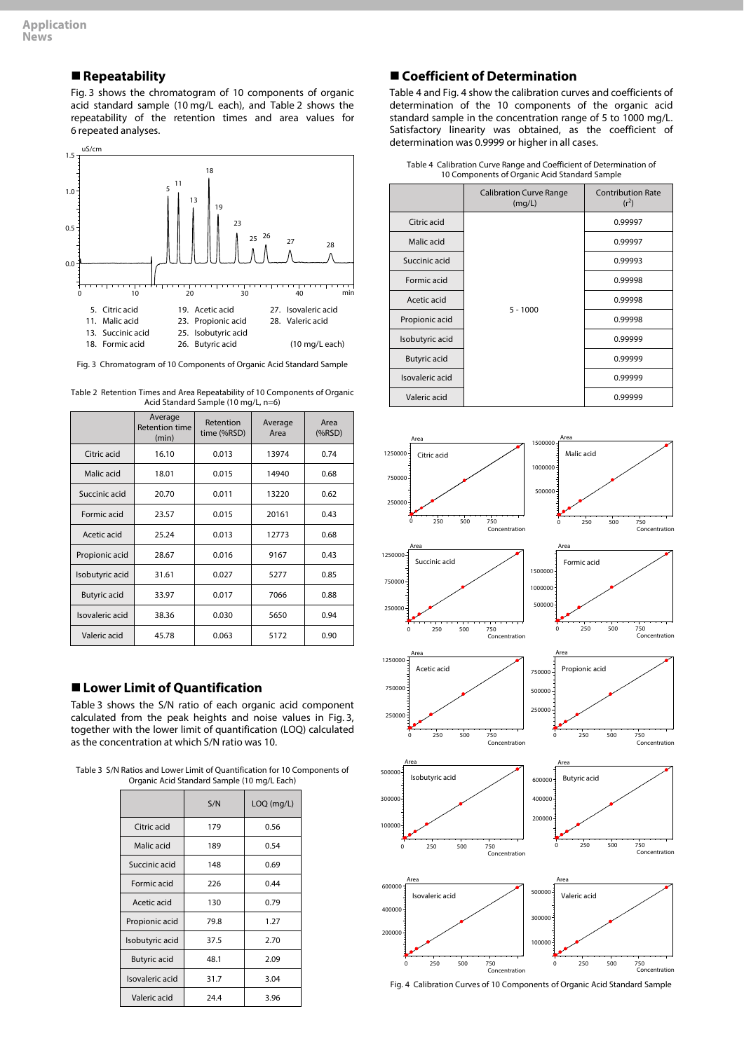## Repeatability

Fig. 3 shows the chromatogram of 10 components of organic acid standard sample (10 mg/L each), and Table 2 shows the repeatability of the retention times and area values for 6 repeated analyses.

5. Citric acid
11. Malic acid
13. Succinic acid
18. Formic acid
19. Acetic acid
23. Propionic acid
25. Isobutyric acid
26. Butyric acid
27. Isovaleric acid
28. Valeric acid

(10 mg/L each)

Fig. 3 Chromatogram of 10 Components of Organic Acid Standard Sample

Table 2 Retention Times and Area Repeatability of 10 Components of Organic Acid Standard Sample (10 mg/L, n=6)

| | Average Retention time (min) | Retention time (%RSD) | Average Area | Area (%RSD) |
|---|---|---|---|---|
| Citric acid | 16.10 | 0.013 | 13974 | 0.74 |
| Malic acid | 18.01 | 0.015 | 14940 | 0.68 |
| Succinic acid | 20.70 | 0.011 | 13220 | 0.62 |
| Formic acid | 23.57 | 0.015 | 20161 | 0.43 |
| Acetic acid | 25.24 | 0.013 | 12773 | 0.68 |
| Propionic acid | 28.67 | 0.016 | 9167 | 0.43 |
| Isobutyric acid | 31.61 | 0.027 | 5277 | 0.85 |
| Butyric acid | 33.97 | 0.017 | 7066 | 0.88 |
| Isovaleric acid | 38.36 | 0.030 | 5650 | 0.94 |
| Valeric acid | 45.78 | 0.063 | 5172 | 0.90 |

## Lower Limit of Quantification

Table 3 shows the S/N ratio of each organic acid component calculated from the peak heights and noise values in Fig. 3, together with the lower limit of quantification (LOQ) calculated as the concentration at which S/N ratio was 10.

Table 3 S/N Ratios and Lower Limit of Quantification for 10 Components of Organic Acid Standard Sample (10 mg/L Each)

| | S/N | LOQ (mg/L) |
|---|---|---|
| Citric acid | 179 | 0.56 |
| Malic acid | 189 | 0.54 |
| Succinic acid | 148 | 0.69 |
| Formic acid | 226 | 0.44 |
| Acetic acid | 130 | 0.79 |
| Propionic acid | 79.8 | 1.27 |
| Isobutyric acid | 37.5 | 2.70 |
| Butyric acid | 48.1 | 2.09 |
| Isovaleric acid | 31.7 | 3.04 |
| Valeric acid | 24.4 | 3.96 |

## Coefficient of Determination

Table 4 and Fig. 4 show the calibration curves and coefficients of determination of the 10 components of the organic acid standard sample in the concentration range of 5 to 1000 mg/L. Satisfactory linearity was obtained, as the coefficient of determination was 0.9999 or higher in all cases.

Table 4 Calibration Curve Range and Coefficient of Determination of 10 Components of Organic Acid Standard Sample

| | Calibration Curve Range (mg/L) | Contribution Rate ($r^2$) |
|---|---|---|
| Citric acid | 5 - 1000 | 0.99997 |
| Malic acid | | 0.99997 |
| Succinic acid | | 0.99993 |
| Formic acid | | 0.99998 |
| Acetic acid | | 0.99998 |
| Propionic acid | | 0.99998 |
| Isobutyric acid | | 0.99999 |
| Butyric acid | | 0.99999 |
| Isovaleric acid | | 0.99999 |
| Valeric acid | | 0.99999 |

Fig. 4 Calibration Curves of 10 Components of Organic Acid Standard Sample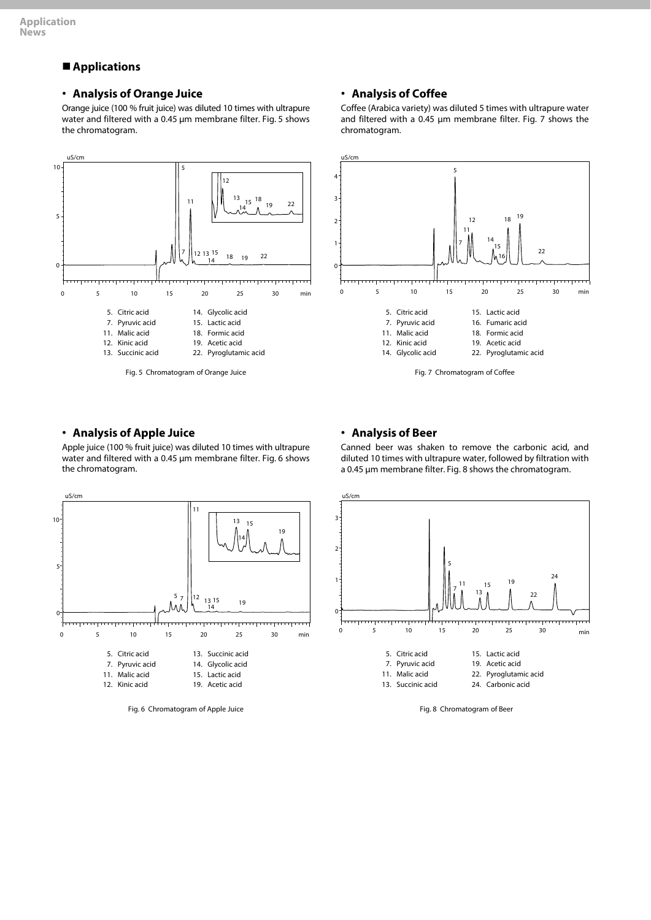## Applications

### • Analysis of Orange Juice

Orange juice (100 % fruit juice) was diluted 10 times with ultrapure water and filtered with a 0.45 µm membrane filter. Fig. 5 shows the chromatogram.

5. Citric acid
7. Pyruvic acid
11. Malic acid
12. Kinic acid
13. Succinic acid
14. Glycolic acid
15. Lactic acid
18. Formic acid
19. Acetic acid
22. Pyroglutamic acid

Fig. 5 Chromatogram of Orange Juice

### • Analysis of Apple Juice

Apple juice (100 % fruit juice) was diluted 10 times with ultrapure water and filtered with a 0.45 µm membrane filter. Fig. 6 shows the chromatogram.

5. Citric acid
7. Pyruvic acid
11. Malic acid
12. Kinic acid
13. Succinic acid
14. Glycolic acid
15. Lactic acid
19. Acetic acid

Fig. 6 Chromatogram of Apple Juice

### • Analysis of Coffee

Coffee (Arabica variety) was diluted 5 times with ultrapure water and filtered with a 0.45 µm membrane filter. Fig. 7 shows the chromatogram.

5. Citric acid
7. Pyruvic acid
11. Malic acid
12. Kinic acid
14. Glycolic acid
15. Lactic acid
16. Fumaric acid
18. Formic acid
19. Acetic acid
22. Pyroglutamic acid

Fig. 7 Chromatogram of Coffee

### • Analysis of Beer

Canned beer was shaken to remove the carbonic acid, and diluted 10 times with ultrapure water, followed by filtration with a 0.45 µm membrane filter. Fig. 8 shows the chromatogram.

5. Citric acid
7. Pyruvic acid
11. Malic acid
13. Succinic acid
15. Lactic acid
19. Acetic acid
22. Pyroglutamic acid
24. Carbonic acid

Fig. 8 Chromatogram of Beer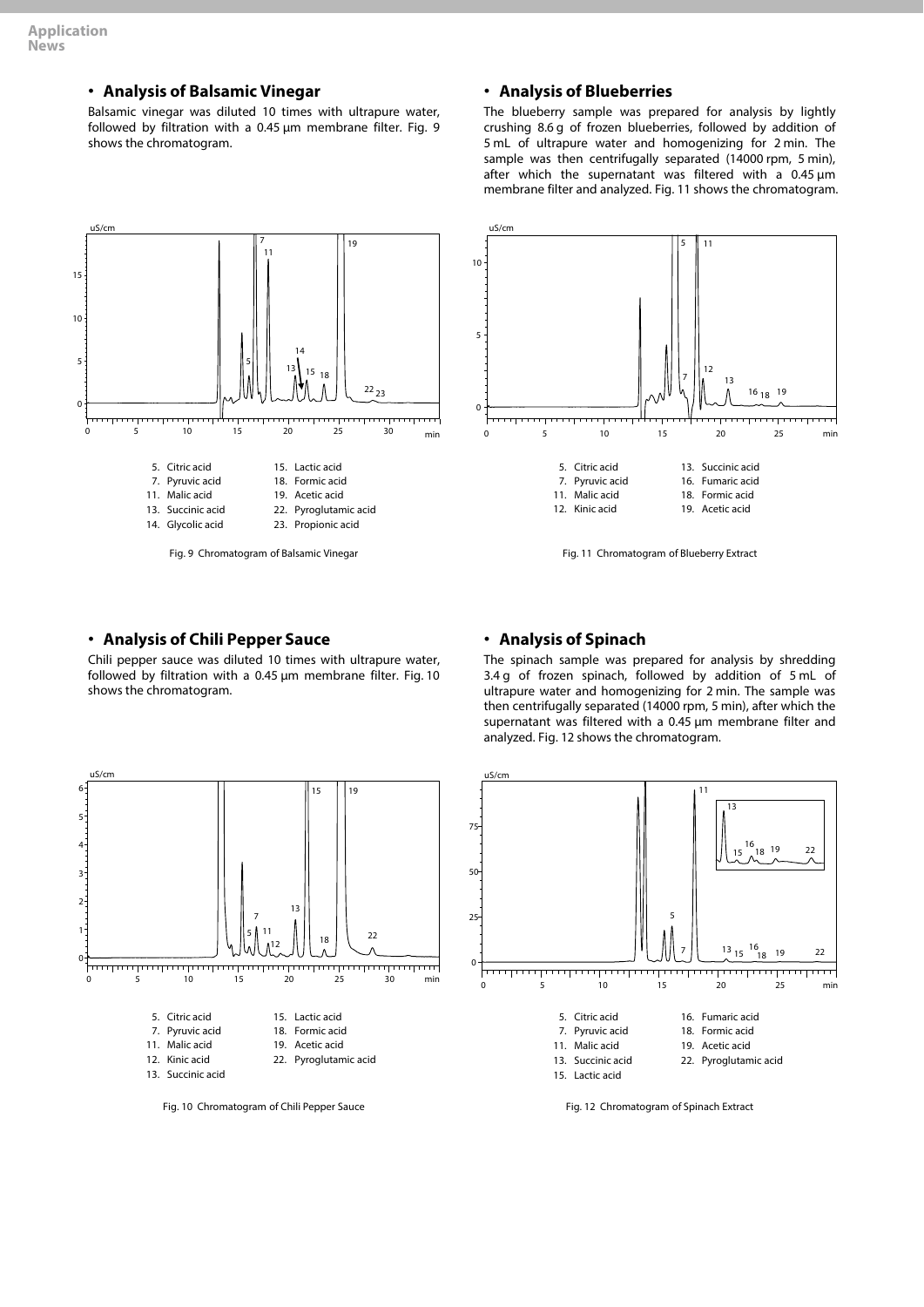## • Analysis of Balsamic Vinegar

Balsamic vinegar was diluted 10 times with ultrapure water, followed by filtration with a 0.45 µm membrane filter. Fig. 9 shows the chromatogram.

5. Citric acid
7. Pyruvic acid
11. Malic acid
13. Succinic acid
14. Glycolic acid
15. Lactic acid
18. Formic acid
19. Acetic acid
22. Pyroglutamic acid
23. Propionic acid

Fig. 9 Chromatogram of Balsamic Vinegar

## • Analysis of Blueberries

The blueberry sample was prepared for analysis by lightly crushing 8.6 g of frozen blueberries, followed by addition of 5 mL of ultrapure water and homogenizing for 2 min. The sample was then centrifugally separated (14000 rpm, 5 min), after which the supernatant was filtered with a 0.45 µm membrane filter and analyzed. Fig. 11 shows the chromatogram.

5. Citric acid
7. Pyruvic acid
11. Malic acid
12. Kinic acid
13. Succinic acid
16. Fumaric acid
18. Formic acid
19. Acetic acid

Fig. 11 Chromatogram of Blueberry Extract

## • Analysis of Chili Pepper Sauce

Chili pepper sauce was diluted 10 times with ultrapure water, followed by filtration with a 0.45 µm membrane filter. Fig. 10 shows the chromatogram.

5. Citric acid
7. Pyruvic acid
11. Malic acid
12. Kinic acid
13. Succinic acid
15. Lactic acid
18. Formic acid
19. Acetic acid
22. Pyroglutamic acid

Fig. 10 Chromatogram of Chili Pepper Sauce

## • Analysis of Spinach

The spinach sample was prepared for analysis by shredding 3.4 g of frozen spinach, followed by addition of 5 mL of ultrapure water and homogenizing for 2 min. The sample was then centrifugally separated (14000 rpm, 5 min), after which the supernatant was filtered with a 0.45 µm membrane filter and analyzed. Fig. 12 shows the chromatogram.

5. Citric acid
7. Pyruvic acid
11. Malic acid
13. Succinic acid
15. Lactic acid
16. Fumaric acid
18. Formic acid
19. Acetic acid
22. Pyroglutamic acid

Fig. 12 Chromatogram of Spinach Extract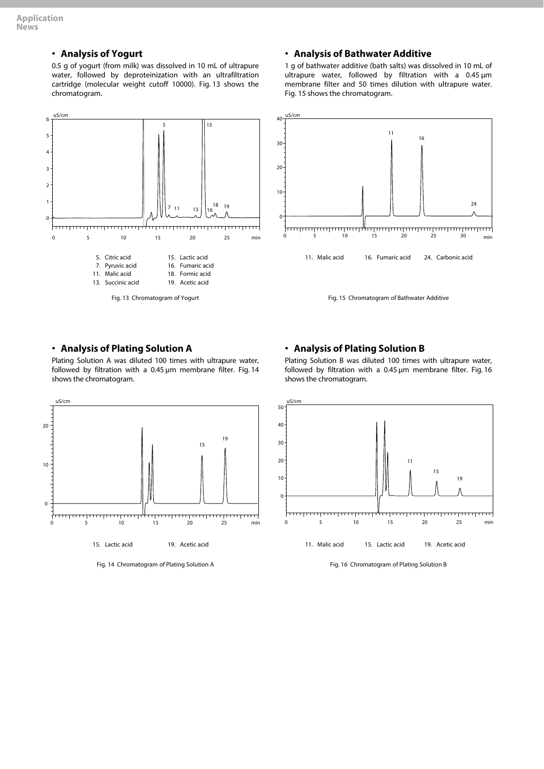## • Analysis of Yogurt

0.5 g of yogurt (from milk) was dissolved in 10 mL of ultrapure water, followed by deproteinization with an ultrafiltration cartridge (molecular weight cutoff 10000). Fig. 13 shows the chromatogram.

5. Citric acid
7. Pyruvic acid
11. Malic acid
13. Succinic acid
15. Lactic acid
16. Fumaric acid
18. Formic acid
19. Acetic acid

Fig. 13 Chromatogram of Yogurt

## • Analysis of Bathwater Additive

1 g of bathwater additive (bath salts) was dissolved in 10 mL of ultrapure water, followed by filtration with a 0.45 µm membrane filter and 50 times dilution with ultrapure water. Fig. 15 shows the chromatogram.

11. Malic acid
16. Fumaric acid
24. Carbonic acid

Fig. 15 Chromatogram of Bathwater Additive

## • Analysis of Plating Solution A

Plating Solution A was diluted 100 times with ultrapure water, followed by filtration with a 0.45 µm membrane filter. Fig. 14 shows the chromatogram.

15. Lactic acid
19. Acetic acid

Fig. 14 Chromatogram of Plating Solution A

## • Analysis of Plating Solution B

Plating Solution B was diluted 100 times with ultrapure water, followed by filtration with a 0.45 µm membrane filter. Fig. 16 shows the chromatogram.

11. Malic acid
15. Lactic acid
19. Acetic acid

Fig. 16 Chromatogram of Plating Solution B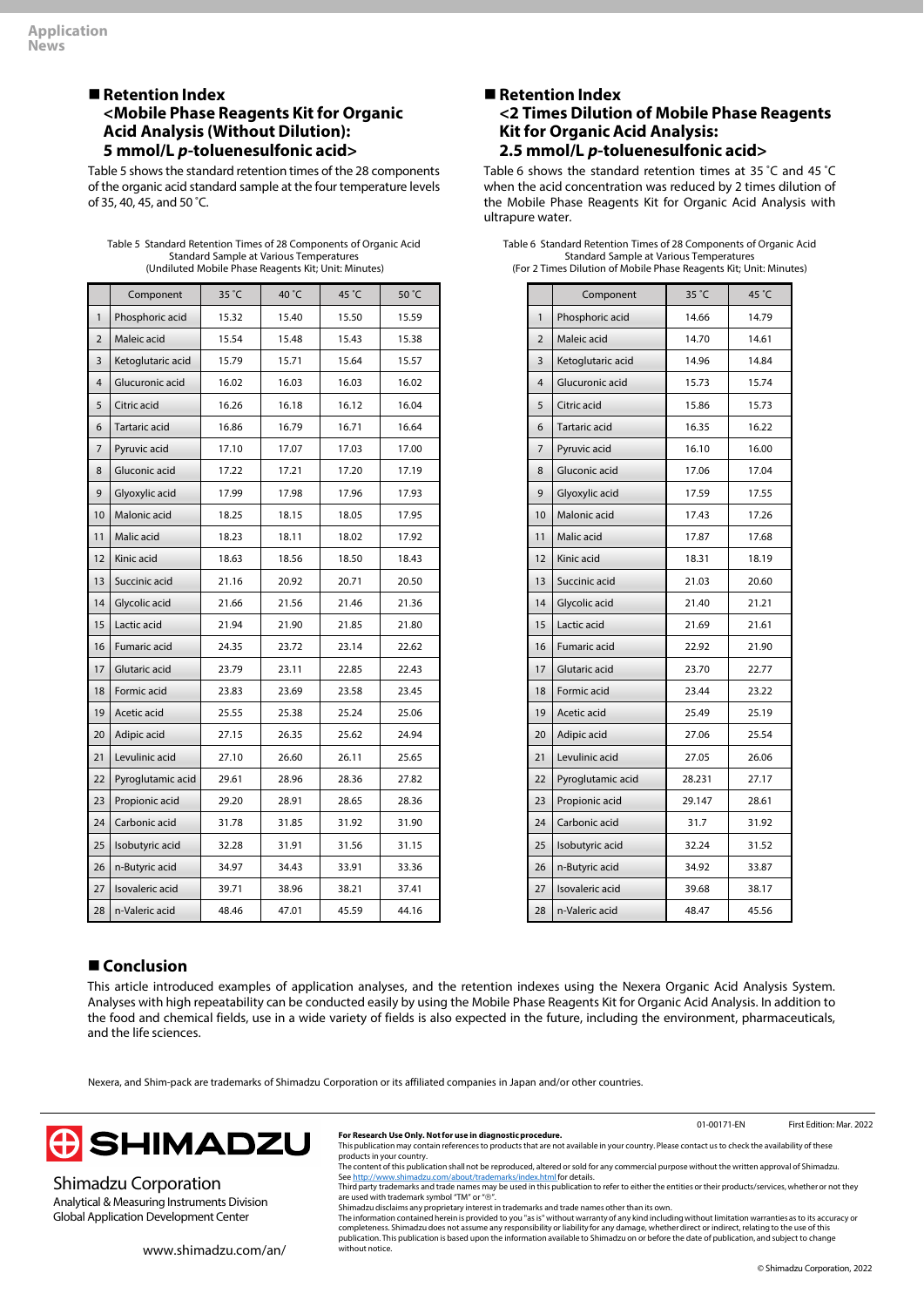## ■ Retention Index <Mobile Phase Reagents Kit for Organic Acid Analysis (Without Dilution): 5 mmol/L *p*-toluenesulfonic acid>

Table 5 shows the standard retention times of the 28 components of the organic acid standard sample at the four temperature levels of 35, 40, 45, and 50 ˚C.

Table 5 Standard Retention Times of 28 Components of Organic Acid Standard Sample at Various Temperatures
(Undiluted Mobile Phase Reagents Kit; Unit: Minutes)

| | Component | 35 ˚C | 40 ˚C | 45 ˚C | 50 ˚C |
|---|---|---|---|---|---|
| 1 | Phosphoric acid | 15.32 | 15.40 | 15.50 | 15.59 |
| 2 | Maleic acid | 15.54 | 15.48 | 15.43 | 15.38 |
| 3 | Ketoglutaric acid | 15.79 | 15.71 | 15.64 | 15.57 |
| 4 | Glucuronic acid | 16.02 | 16.03 | 16.03 | 16.02 |
| 5 | Citric acid | 16.26 | 16.18 | 16.12 | 16.04 |
| 6 | Tartaric acid | 16.86 | 16.79 | 16.71 | 16.64 |
| 7 | Pyruvic acid | 17.10 | 17.07 | 17.03 | 17.00 |
| 8 | Gluconic acid | 17.22 | 17.21 | 17.20 | 17.19 |
| 9 | Glyoxylic acid | 17.99 | 17.98 | 17.96 | 17.93 |
| 10 | Malonic acid | 18.25 | 18.15 | 18.05 | 17.95 |
| 11 | Malic acid | 18.23 | 18.11 | 18.02 | 17.92 |
| 12 | Kinic acid | 18.63 | 18.56 | 18.50 | 18.43 |
| 13 | Succinic acid | 21.16 | 20.92 | 20.71 | 20.50 |
| 14 | Glycolic acid | 21.66 | 21.56 | 21.46 | 21.36 |
| 15 | Lactic acid | 21.94 | 21.90 | 21.85 | 21.80 |
| 16 | Fumaric acid | 24.35 | 23.72 | 23.14 | 22.62 |
| 17 | Glutaric acid | 23.79 | 23.11 | 22.85 | 22.43 |
| 18 | Formic acid | 23.83 | 23.69 | 23.58 | 23.45 |
| 19 | Acetic acid | 25.55 | 25.38 | 25.24 | 25.06 |
| 20 | Adipic acid | 27.15 | 26.35 | 25.62 | 24.94 |
| 21 | Levulinic acid | 27.10 | 26.60 | 26.11 | 25.65 |
| 22 | Pyroglutamic acid | 29.61 | 28.96 | 28.36 | 27.82 |
| 23 | Propionic acid | 29.20 | 28.91 | 28.65 | 28.36 |
| 24 | Carbonic acid | 31.78 | 31.85 | 31.92 | 31.90 |
| 25 | Isobutyric acid | 32.28 | 31.91 | 31.56 | 31.15 |
| 26 | n-Butyric acid | 34.97 | 34.43 | 33.91 | 33.36 |
| 27 | Isovaleric acid | 39.71 | 38.96 | 38.21 | 37.41 |
| 28 | n-Valeric acid | 48.46 | 47.01 | 45.59 | 44.16 |

## ■ Retention Index <2 Times Dilution of Mobile Phase Reagents Kit for Organic Acid Analysis: 2.5 mmol/L *p*-toluenesulfonic acid>

Table 6 shows the standard retention times at 35 ˚C and 45 ˚C when the acid concentration was reduced by 2 times dilution of the Mobile Phase Reagents Kit for Organic Acid Analysis with ultrapure water.

Table 6 Standard Retention Times of 28 Components of Organic Acid Standard Sample at Various Temperatures
(For 2 Times Dilution of Mobile Phase Reagents Kit; Unit: Minutes)

| | Component | 35 ˚C | 45 ˚C |
|---|---|---|---|
| 1 | Phosphoric acid | 14.66 | 14.79 |
| 2 | Maleic acid | 14.70 | 14.61 |
| 3 | Ketoglutaric acid | 14.96 | 14.84 |
| 4 | Glucuronic acid | 15.73 | 15.74 |
| 5 | Citric acid | 15.86 | 15.73 |
| 6 | Tartaric acid | 16.35 | 16.22 |
| 7 | Pyruvic acid | 16.10 | 16.00 |
| 8 | Gluconic acid | 17.06 | 17.04 |
| 9 | Glyoxylic acid | 17.59 | 17.55 |
| 10 | Malonic acid | 17.43 | 17.26 |
| 11 | Malic acid | 17.87 | 17.68 |
| 12 | Kinic acid | 18.31 | 18.19 |
| 13 | Succinic acid | 21.03 | 20.60 |
| 14 | Glycolic acid | 21.40 | 21.21 |
| 15 | Lactic acid | 21.69 | 21.61 |
| 16 | Fumaric acid | 22.92 | 21.90 |
| 17 | Glutaric acid | 23.70 | 22.77 |
| 18 | Formic acid | 23.44 | 23.22 |
| 19 | Acetic acid | 25.49 | 25.19 |
| 20 | Adipic acid | 27.06 | 25.54 |
| 21 | Levulinic acid | 27.05 | 26.06 |
| 22 | Pyroglutamic acid | 28.231 | 27.17 |
| 23 | Propionic acid | 29.147 | 28.61 |
| 24 | Carbonic acid | 31.7 | 31.92 |
| 25 | Isobutyric acid | 32.24 | 31.52 |
| 26 | n-Butyric acid | 34.92 | 33.87 |
| 27 | Isovaleric acid | 39.68 | 38.17 |
| 28 | n-Valeric acid | 48.47 | 45.56 |

## ■ Conclusion

This article introduced examples of application analyses, and the retention indexes using the Nexera Organic Acid Analysis System. Analyses with high repeatability can be conducted easily by using the Mobile Phase Reagents Kit for Organic Acid Analysis. In addition to the food and chemical fields, use in a wide variety of fields is also expected in the future, including the environment, pharmaceuticals, and the life sciences.

Nexera, and Shim-pack are trademarks of Shimadzu Corporation or its affiliated companies in Japan and/or other countries.

SHIMADZU

Shimadzu Corporation
Analytical & Measuring Instruments Division
Global Application Development Center

www.shimadzu.com/an/

01-00171-EN First Edition: Mar. 2022

**For Research Use Only. Not for use in diagnostic procedure.**
This publication may contain references to products that are not available in your country. Please contact us to check the availability of these products in your country.
The content of this publication shall not be reproduced, altered or sold for any commercial purpose without the written approval of Shimadzu.
See http://www.shimadzu.com/about/trademarks/index.html for details.
Third party trademarks and trade names may be used in this publication to refer to either the entities or their products/services, whether or not they are used with trademark symbol "TM" or "®".
Shimadzu disclaims any proprietary interest in trademarks and trade names other than its own.
The information contained herein is provided to you "as is" without warranty of any kind including without limitation warranties as to its accuracy or completeness. Shimadzu does not assume any responsibility or liability for any damage, whether direct or indirect, relating to the use of this publication. This publication is based upon the information available to Shimadzu on or before the date of publication, and subject to change without notice.

© Shimadzu Corporation, 2022